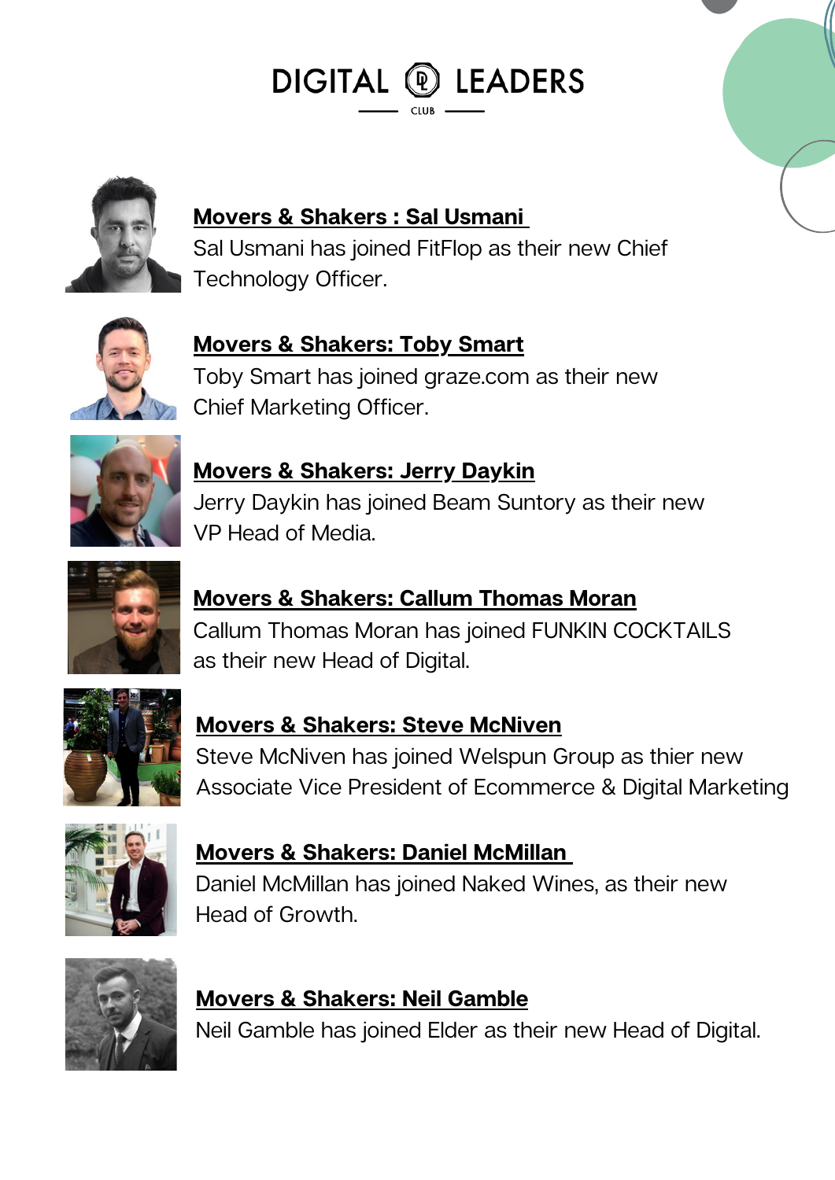# DIGITAL LEADERS CLUB

### Movers & Shakers : Sal Usmani

Sal Usmani has joined FitFlop as their new Chief Technology Officer.

### Movers & Shakers: Toby Smart

Toby Smart has joined graze.com as their new Chief Marketing Officer.

### Movers & Shakers: Jerry Daykin

Jerry Daykin has joined Beam Suntory as their new VP Head of Media.

### Movers & Shakers: Callum Thomas Moran

Callum Thomas Moran has joined FUNKIN COCKTAILS as their new Head of Digital.

### Movers & Shakers: Steve McNiven

Steve McNiven has joined Welspun Group as thier new Associate Vice President of Ecommerce & Digital Marketing

### Movers & Shakers: Daniel McMillan

Daniel McMillan has joined Naked Wines, as their new Head of Growth.

### Movers & Shakers: Neil Gamble

Neil Gamble has joined Elder as their new Head of Digital.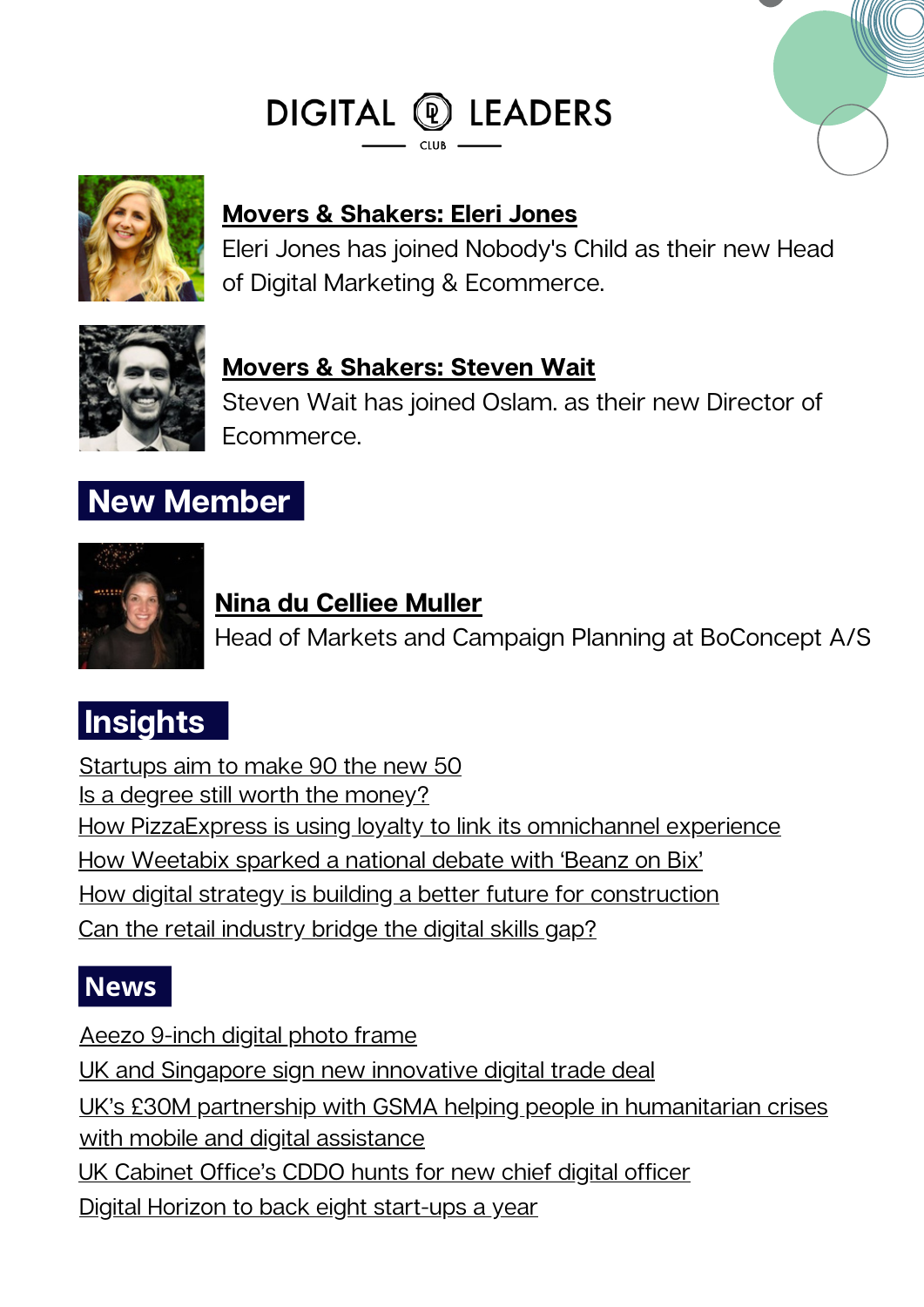# DIGITAL LEADERS CLUB

### Movers & Shakers: Eleri Jones

Eleri Jones has joined Nobody's Child as their new Head of Digital Marketing & Ecommerce.

### Movers & Shakers: Steven Wait

Steven Wait has joined Oslam. as their new Director of Ecommerce.

## New Member

### Nina du Celliee Muller

Head of Markets and Campaign Planning at BoConcept A/S

## Insights

- Startups aim to make 90 the new 50
- Is a degree still worth the money?
- How PizzaExpress is using loyalty to link its omnichannel experience
- How Weetabix sparked a national debate with 'Beanz on Bix'
- How digital strategy is building a better future for construction
- Can the retail industry bridge the digital skills gap?

## News

- Aeezo 9-inch digital photo frame
- UK and Singapore sign new innovative digital trade deal
- UK's £30M partnership with GSMA helping people in humanitarian crises with mobile and digital assistance
- UK Cabinet Office's CDDO hunts for new chief digital officer
- Digital Horizon to back eight start-ups a year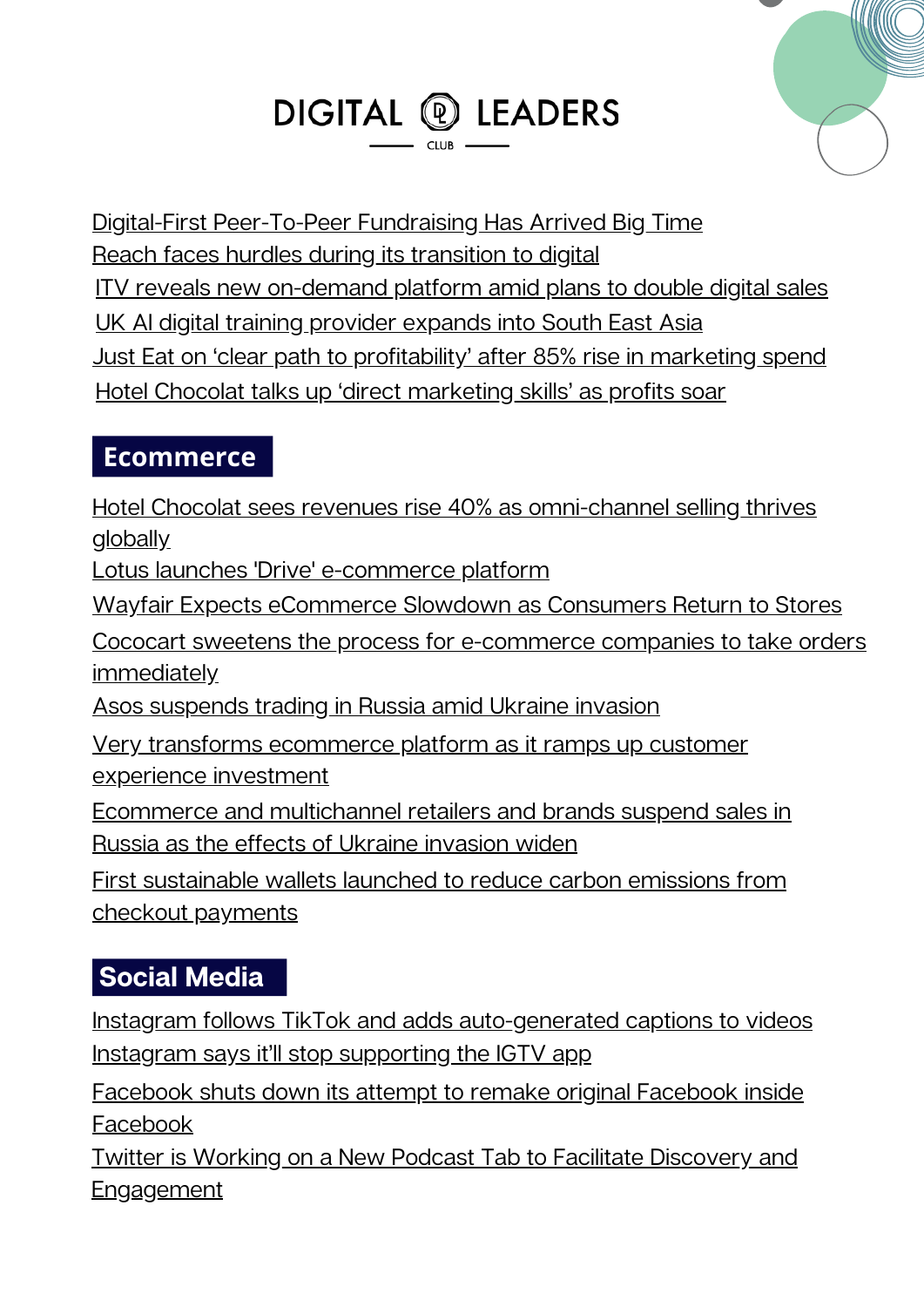Digital-First Peer-To-Peer Fundraising Has Arrived Big Time
Reach faces hurdles during its transition to digital
ITV reveals new on-demand platform amid plans to double digital sales
UK AI digital training provider expands into South East Asia
Just Eat on 'clear path to profitability' after 85% rise in marketing spend
Hotel Chocolat talks up 'direct marketing skills' as profits soar

## Ecommerce

Hotel Chocolat sees revenues rise 40% as omni-channel selling thrives globally
Lotus launches 'Drive' e-commerce platform
Wayfair Expects eCommerce Slowdown as Consumers Return to Stores
Cococart sweetens the process for e-commerce companies to take orders immediately
Asos suspends trading in Russia amid Ukraine invasion
Very transforms ecommerce platform as it ramps up customer experience investment
Ecommerce and multichannel retailers and brands suspend sales in Russia as the effects of Ukraine invasion widen
First sustainable wallets launched to reduce carbon emissions from checkout payments

## Social Media

Instagram follows TikTok and adds auto-generated captions to videos
Instagram says it'll stop supporting the IGTV app
Facebook shuts down its attempt to remake original Facebook inside Facebook
Twitter is Working on a New Podcast Tab to Facilitate Discovery and Engagement